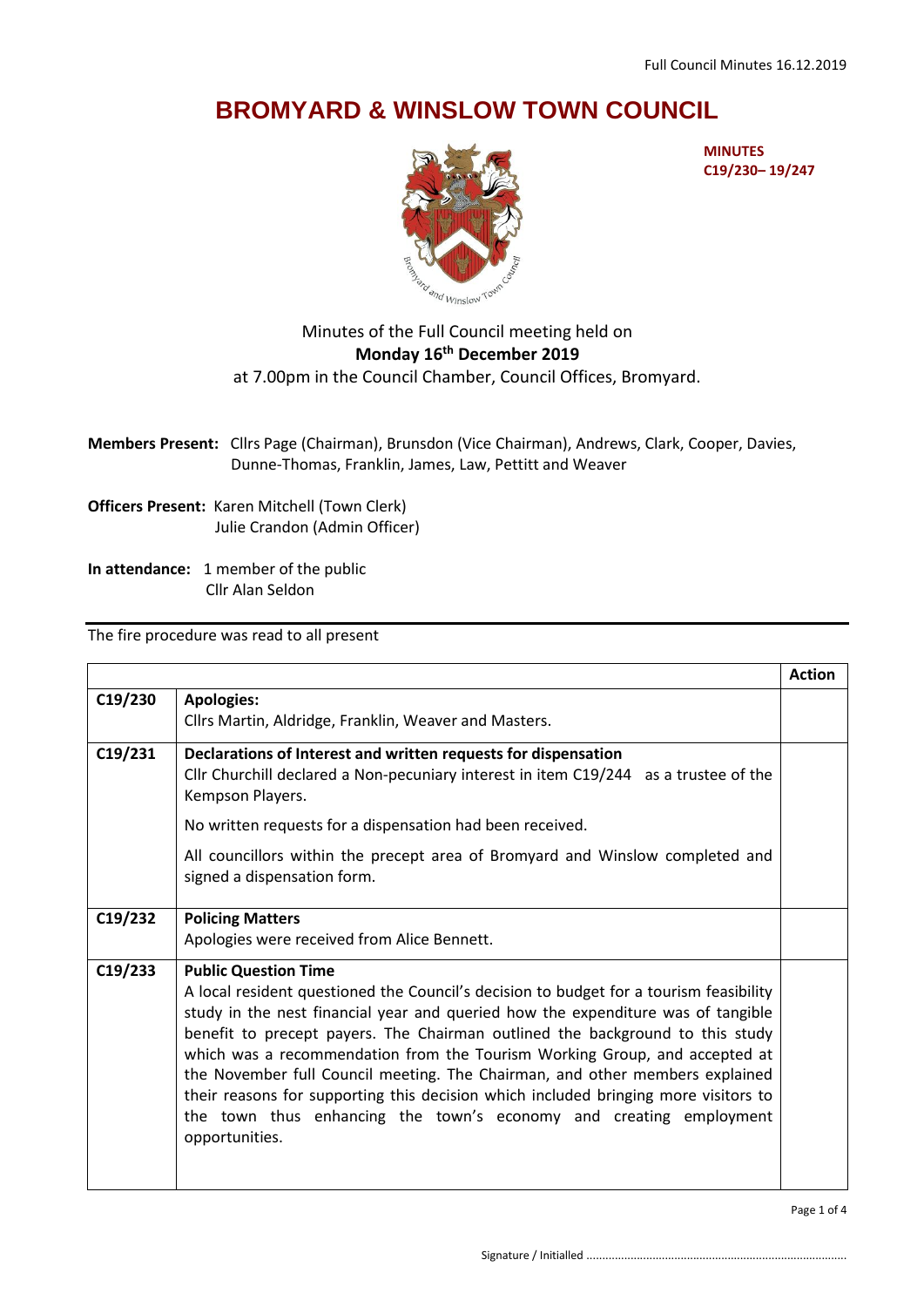# BROMYARD & WINSLOW TOWN COUNCIL

**MINUTES**
**C19/230– 19/247**

Minutes of the Full Council meeting held on
**Monday 16th December 2019**
at 7.00pm in the Council Chamber, Council Offices, Bromyard.

**Members Present:** Cllrs Page (Chairman), Brunsdon (Vice Chairman), Andrews, Clark, Cooper, Davies, Dunne-Thomas, Franklin, James, Law, Pettitt and Weaver

**Officers Present:** Karen Mitchell (Town Clerk)
Julie Crandon (Admin Officer)

**In attendance:** 1 member of the public
Cllr Alan Seldon

The fire procedure was read to all present

| | | Action |
|---|---|---|
| C19/230 | **Apologies:**<br>Cllrs Martin, Aldridge, Franklin, Weaver and Masters. | |
| C19/231 | **Declarations of Interest and written requests for dispensation**<br>Cllr Churchill declared a Non-pecuniary interest in item C19/244 as a trustee of the Kempson Players.<br><br>No written requests for a dispensation had been received.<br><br>All councillors within the precept area of Bromyard and Winslow completed and signed a dispensation form. | |
| C19/232 | **Policing Matters**<br>Apologies were received from Alice Bennett. | |
| C19/233 | **Public Question Time**<br>A local resident questioned the Council's decision to budget for a tourism feasibility study in the nest financial year and queried how the expenditure was of tangible benefit to precept payers. The Chairman outlined the background to this study which was a recommendation from the Tourism Working Group, and accepted at the November full Council meeting. The Chairman, and other members explained their reasons for supporting this decision which included bringing more visitors to the town thus enhancing the town's economy and creating employment opportunities. | |

Signature / Initialled ..................................................................................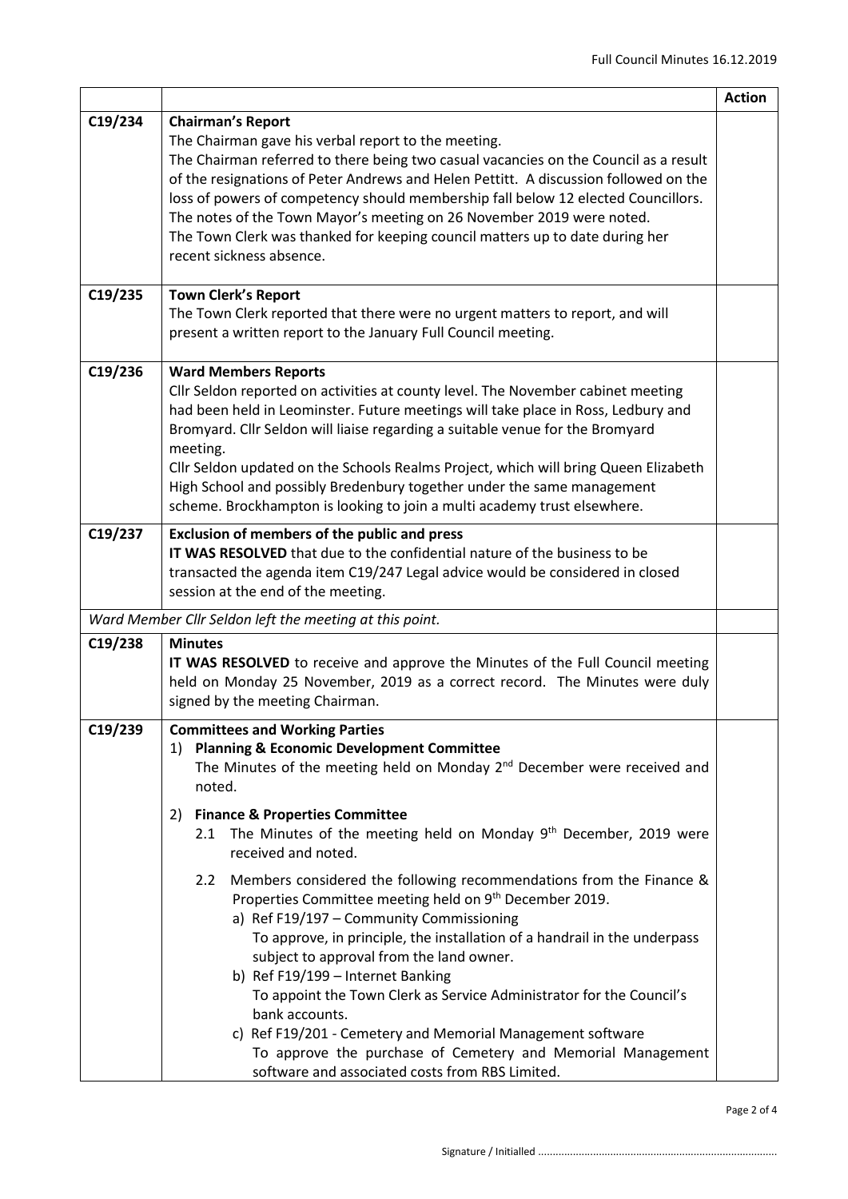| | | Action |
|---|---|---|
| C19/234 | **Chairman's Report**<br>The Chairman gave his verbal report to the meeting.<br>The Chairman referred to there being two casual vacancies on the Council as a result of the resignations of Peter Andrews and Helen Pettitt. A discussion followed on the loss of powers of competency should membership fall below 12 elected Councillors.<br>The notes of the Town Mayor's meeting on 26 November 2019 were noted.<br>The Town Clerk was thanked for keeping council matters up to date during her recent sickness absence. | |
| C19/235 | **Town Clerk's Report**<br>The Town Clerk reported that there were no urgent matters to report, and will present a written report to the January Full Council meeting. | |
| C19/236 | **Ward Members Reports**<br>Cllr Seldon reported on activities at county level. The November cabinet meeting had been held in Leominster. Future meetings will take place in Ross, Ledbury and Bromyard. Cllr Seldon will liaise regarding a suitable venue for the Bromyard meeting.<br>Cllr Seldon updated on the Schools Realms Project, which will bring Queen Elizabeth High School and possibly Bredenbury together under the same management scheme. Brockhampton is looking to join a multi academy trust elsewhere. | |
| C19/237 | **Exclusion of members of the public and press**<br>**IT WAS RESOLVED** that due to the confidential nature of the business to be transacted the agenda item C19/247 Legal advice would be considered in closed session at the end of the meeting. | |
| *Ward Member Cllr Seldon left the meeting at this point.* | | |
| C19/238 | **Minutes**<br>**IT WAS RESOLVED** to receive and approve the Minutes of the Full Council meeting held on Monday 25 November, 2019 as a correct record. The Minutes were duly signed by the meeting Chairman. | |
| C19/239 | **Committees and Working Parties**<br>1) **Planning & Economic Development Committee**<br>The Minutes of the meeting held on Monday 2nd December were received and noted.<br>2) **Finance & Properties Committee**<br>2.1 The Minutes of the meeting held on Monday 9th December, 2019 were received and noted.<br>2.2 Members considered the following recommendations from the Finance & Properties Committee meeting held on 9th December 2019.<br>a) Ref F19/197 – Community Commissioning<br>To approve, in principle, the installation of a handrail in the underpass subject to approval from the land owner.<br>b) Ref F19/199 – Internet Banking<br>To appoint the Town Clerk as Service Administrator for the Council's bank accounts.<br>c) Ref F19/201 - Cemetery and Memorial Management software<br>To approve the purchase of Cemetery and Memorial Management software and associated costs from RBS Limited. | |

Signature / Initialled ..................................................................................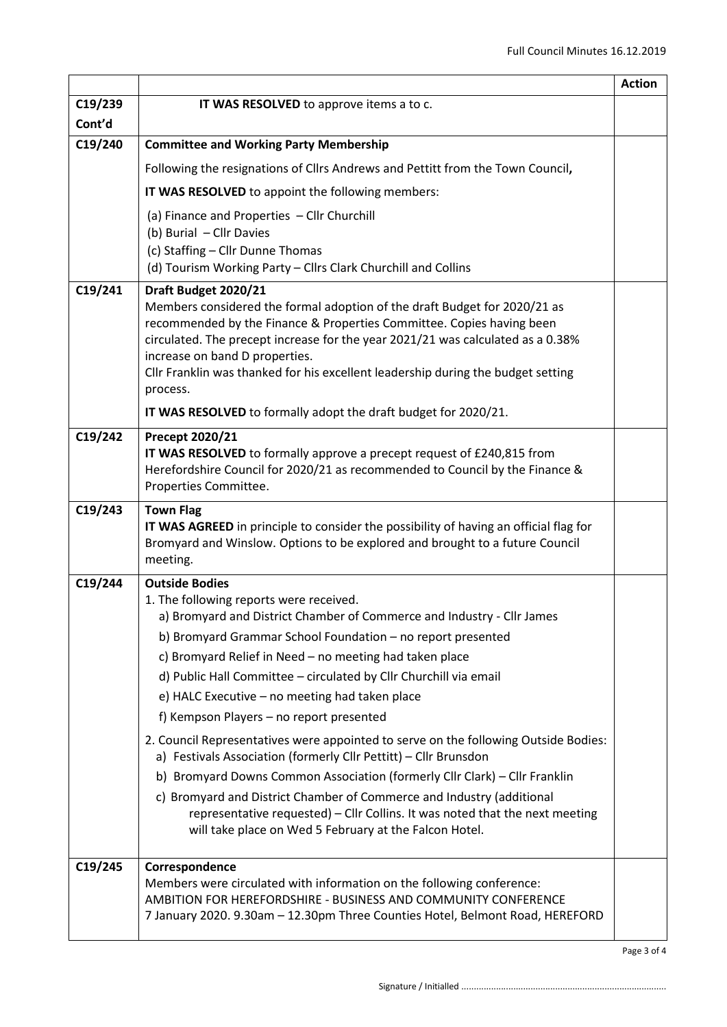| | | Action |
|---|---|---|
| C19/239 Cont'd | **IT WAS RESOLVED** to approve items a to c. | |
| C19/240 | **Committee and Working Party Membership**<br><br>Following the resignations of Cllrs Andrews and Pettitt from the Town Council**,**<br><br>**IT WAS RESOLVED** to appoint the following members:<br><br>(a) Finance and Properties – Cllr Churchill<br>(b) Burial – Cllr Davies<br>(c) Staffing – Cllr Dunne Thomas<br>(d) Tourism Working Party – Cllrs Clark Churchill and Collins | |
| C19/241 | **Draft Budget 2020/21**<br>Members considered the formal adoption of the draft Budget for 2020/21 as recommended by the Finance & Properties Committee. Copies having been circulated. The precept increase for the year 2021/21 was calculated as a 0.38% increase on band D properties.<br>Cllr Franklin was thanked for his excellent leadership during the budget setting process.<br><br>**IT WAS RESOLVED** to formally adopt the draft budget for 2020/21. | |
| C19/242 | **Precept 2020/21**<br>**IT WAS RESOLVED** to formally approve a precept request of £240,815 from Herefordshire Council for 2020/21 as recommended to Council by the Finance & Properties Committee. | |
| C19/243 | **Town Flag**<br>**IT WAS AGREED** in principle to consider the possibility of having an official flag for Bromyard and Winslow. Options to be explored and brought to a future Council meeting. | |
| C19/244 | **Outside Bodies**<br>1. The following reports were received.<br>a) Bromyard and District Chamber of Commerce and Industry - Cllr James<br>b) Bromyard Grammar School Foundation – no report presented<br>c) Bromyard Relief in Need – no meeting had taken place<br>d) Public Hall Committee – circulated by Cllr Churchill via email<br>e) HALC Executive – no meeting had taken place<br>f) Kempson Players – no report presented<br><br>2. Council Representatives were appointed to serve on the following Outside Bodies:<br>a) Festivals Association (formerly Cllr Pettitt) – Cllr Brunsdon<br>b) Bromyard Downs Common Association (formerly Cllr Clark) – Cllr Franklin<br>c) Bromyard and District Chamber of Commerce and Industry (additional representative requested) – Cllr Collins. It was noted that the next meeting will take place on Wed 5 February at the Falcon Hotel. | |
| C19/245 | **Correspondence**<br>Members were circulated with information on the following conference:<br>AMBITION FOR HEREFORDSHIRE - BUSINESS AND COMMUNITY CONFERENCE<br>7 January 2020. 9.30am – 12.30pm Three Counties Hotel, Belmont Road, HEREFORD | |

Signature / Initialled ..................................................................................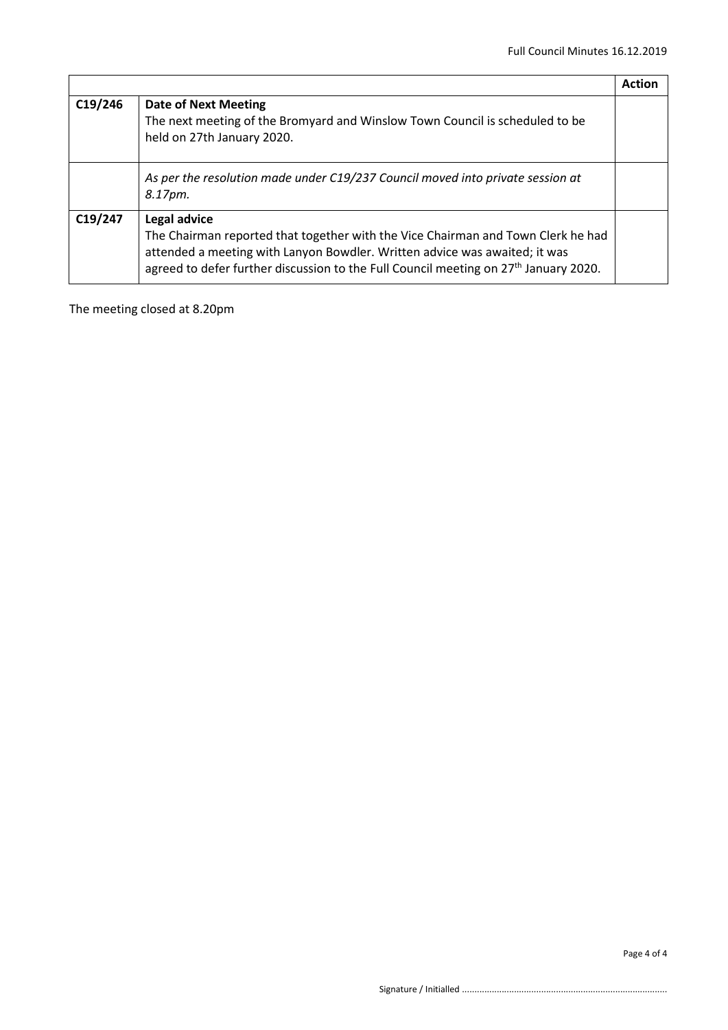| | | Action |
|---|---|---|
| C19/246 | **Date of Next Meeting**<br>The next meeting of the Bromyard and Winslow Town Council is scheduled to be held on 27th January 2020. | |
| | *As per the resolution made under C19/237 Council moved into private session at 8.17pm.* | |
| C19/247 | **Legal advice**<br>The Chairman reported that together with the Vice Chairman and Town Clerk he had attended a meeting with Lanyon Bowdler. Written advice was awaited; it was agreed to defer further discussion to the Full Council meeting on 27th January 2020. | |

The meeting closed at 8.20pm

Signature / Initialled .................................................................................